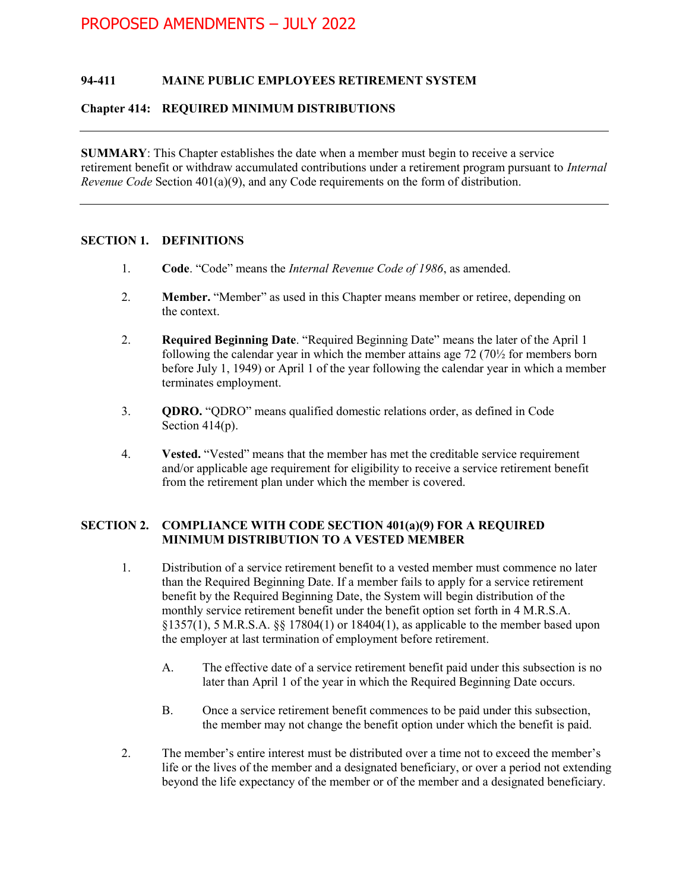PROPOSED AMENDMENTS – JULY 2022

**94-411 MAINE PUBLIC EMPLOYEES RETIREMENT SYSTEM**

**Chapter 414: REQUIRED MINIMUM DISTRIBUTIONS**

---

**SUMMARY**: This Chapter establishes the date when a member must begin to receive a service retirement benefit or withdraw accumulated contributions under a retirement program pursuant to *Internal Revenue Code* Section 401(a)(9), and any Code requirements on the form of distribution.

---

## SECTION 1. DEFINITIONS

1. **Code**. "Code" means the *Internal Revenue Code of 1986*, as amended.

2. **Member.** "Member" as used in this Chapter means member or retiree, depending on the context.

2. **Required Beginning Date**. "Required Beginning Date" means the later of the April 1 following the calendar year in which the member attains age 72 (70½ for members born before July 1, 1949) or April 1 of the year following the calendar year in which a member terminates employment.

3. **QDRO.** "QDRO" means qualified domestic relations order, as defined in Code Section 414(p).

4. **Vested.** "Vested" means that the member has met the creditable service requirement and/or applicable age requirement for eligibility to receive a service retirement benefit from the retirement plan under which the member is covered.

## SECTION 2. COMPLIANCE WITH CODE SECTION 401(a)(9) FOR A REQUIRED MINIMUM DISTRIBUTION TO A VESTED MEMBER

1. Distribution of a service retirement benefit to a vested member must commence no later than the Required Beginning Date. If a member fails to apply for a service retirement benefit by the Required Beginning Date, the System will begin distribution of the monthly service retirement benefit under the benefit option set forth in 4 M.R.S.A. §1357(1), 5 M.R.S.A. §§ 17804(1) or 18404(1), as applicable to the member based upon the employer at last termination of employment before retirement.

   A. The effective date of a service retirement benefit paid under this subsection is no later than April 1 of the year in which the Required Beginning Date occurs.

   B. Once a service retirement benefit commences to be paid under this subsection, the member may not change the benefit option under which the benefit is paid.

2. The member's entire interest must be distributed over a time not to exceed the member's life or the lives of the member and a designated beneficiary, or over a period not extending beyond the life expectancy of the member or of the member and a designated beneficiary.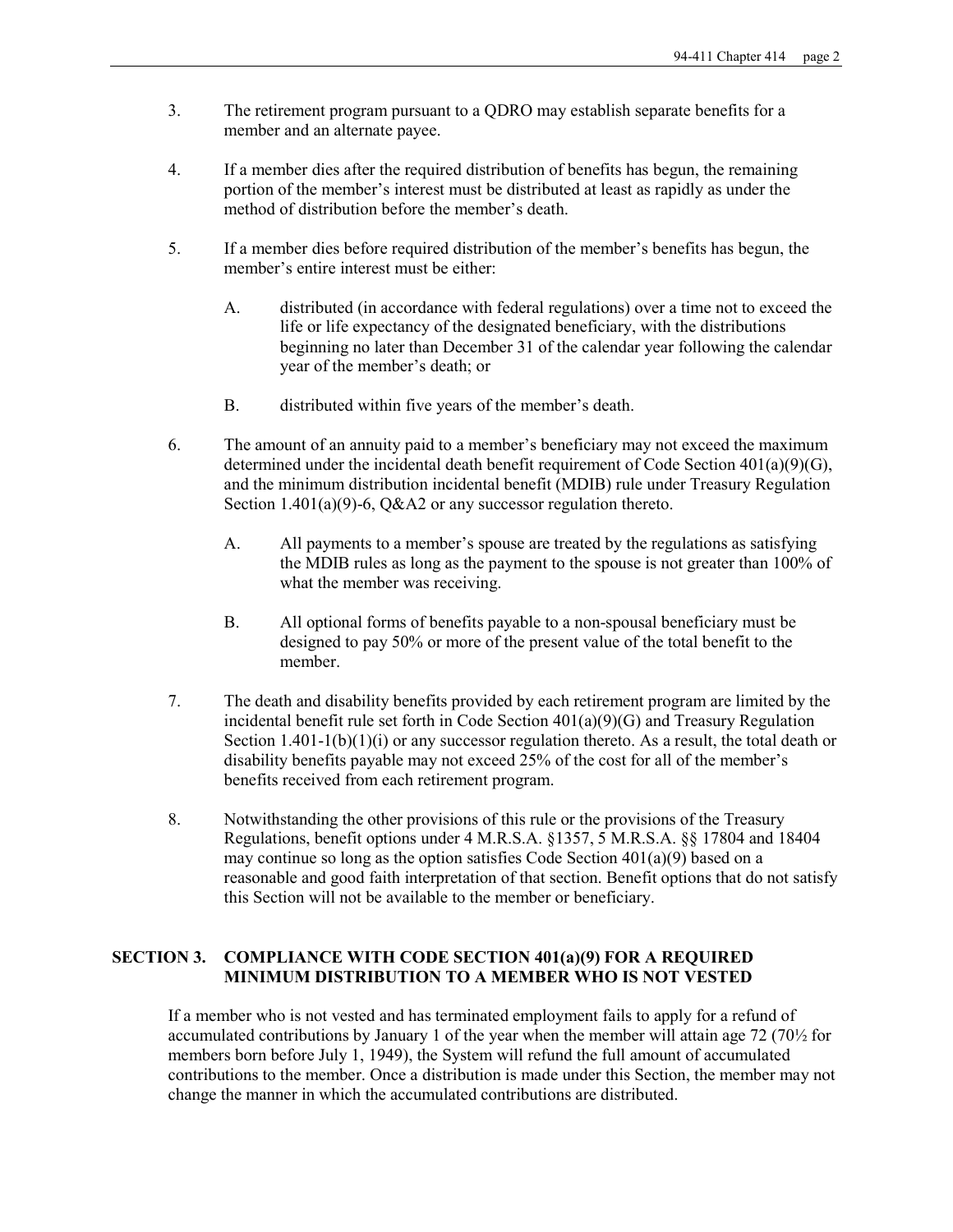3. The retirement program pursuant to a QDRO may establish separate benefits for a member and an alternate payee.

4. If a member dies after the required distribution of benefits has begun, the remaining portion of the member's interest must be distributed at least as rapidly as under the method of distribution before the member's death.

5. If a member dies before required distribution of the member's benefits has begun, the member's entire interest must be either:

   A. distributed (in accordance with federal regulations) over a time not to exceed the life or life expectancy of the designated beneficiary, with the distributions beginning no later than December 31 of the calendar year following the calendar year of the member's death; or

   B. distributed within five years of the member's death.

6. The amount of an annuity paid to a member's beneficiary may not exceed the maximum determined under the incidental death benefit requirement of Code Section 401(a)(9)(G), and the minimum distribution incidental benefit (MDIB) rule under Treasury Regulation Section 1.401(a)(9)-6, Q&A2 or any successor regulation thereto.

   A. All payments to a member's spouse are treated by the regulations as satisfying the MDIB rules as long as the payment to the spouse is not greater than 100% of what the member was receiving.

   B. All optional forms of benefits payable to a non-spousal beneficiary must be designed to pay 50% or more of the present value of the total benefit to the member.

7. The death and disability benefits provided by each retirement program are limited by the incidental benefit rule set forth in Code Section 401(a)(9)(G) and Treasury Regulation Section 1.401-1(b)(1)(i) or any successor regulation thereto. As a result, the total death or disability benefits payable may not exceed 25% of the cost for all of the member's benefits received from each retirement program.

8. Notwithstanding the other provisions of this rule or the provisions of the Treasury Regulations, benefit options under 4 M.R.S.A. §1357, 5 M.R.S.A. §§ 17804 and 18404 may continue so long as the option satisfies Code Section 401(a)(9) based on a reasonable and good faith interpretation of that section. Benefit options that do not satisfy this Section will not be available to the member or beneficiary.

## SECTION 3. COMPLIANCE WITH CODE SECTION 401(a)(9) FOR A REQUIRED MINIMUM DISTRIBUTION TO A MEMBER WHO IS NOT VESTED

If a member who is not vested and has terminated employment fails to apply for a refund of accumulated contributions by January 1 of the year when the member will attain age 72 (70½ for members born before July 1, 1949), the System will refund the full amount of accumulated contributions to the member. Once a distribution is made under this Section, the member may not change the manner in which the accumulated contributions are distributed.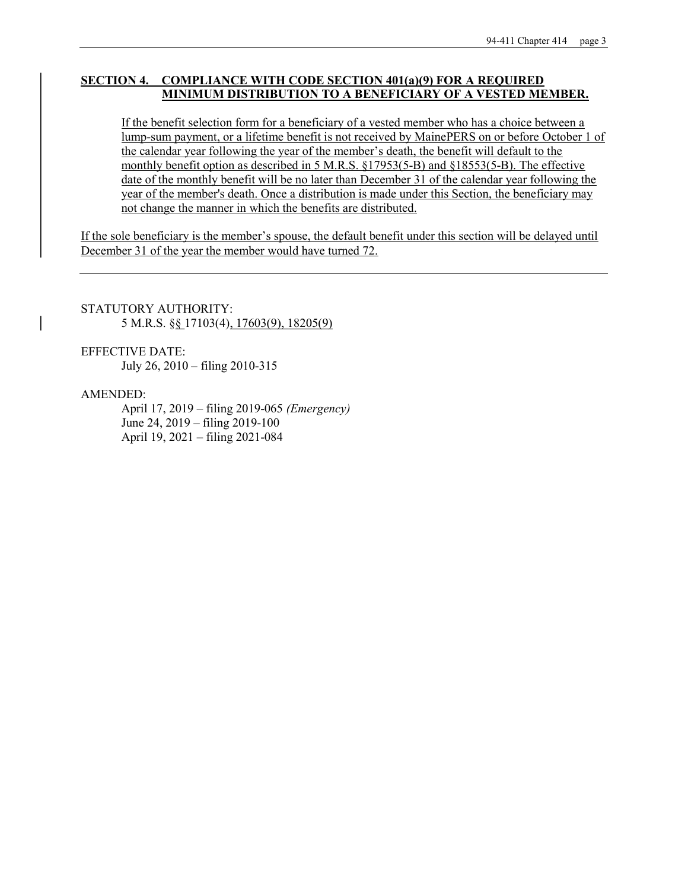## SECTION 4. COMPLIANCE WITH CODE SECTION 401(a)(9) FOR A REQUIRED MINIMUM DISTRIBUTION TO A BENEFICIARY OF A VESTED MEMBER.

If the benefit selection form for a beneficiary of a vested member who has a choice between a lump-sum payment, or a lifetime benefit is not received by MainePERS on or before October 1 of the calendar year following the year of the member's death, the benefit will default to the monthly benefit option as described in 5 M.R.S. §17953(5-B) and §18553(5-B). The effective date of the monthly benefit will be no later than December 31 of the calendar year following the year of the member's death. Once a distribution is made under this Section, the beneficiary may not change the manner in which the benefits are distributed.

If the sole beneficiary is the member's spouse, the default benefit under this section will be delayed until December 31 of the year the member would have turned 72.

---

STATUTORY AUTHORITY:
5 M.R.S. §§ 17103(4), 17603(9), 18205(9)

EFFECTIVE DATE:
July 26, 2010 – filing 2010-315

AMENDED:
April 17, 2019 – filing 2019-065 *(Emergency)*
June 24, 2019 – filing 2019-100
April 19, 2021 – filing 2021-084